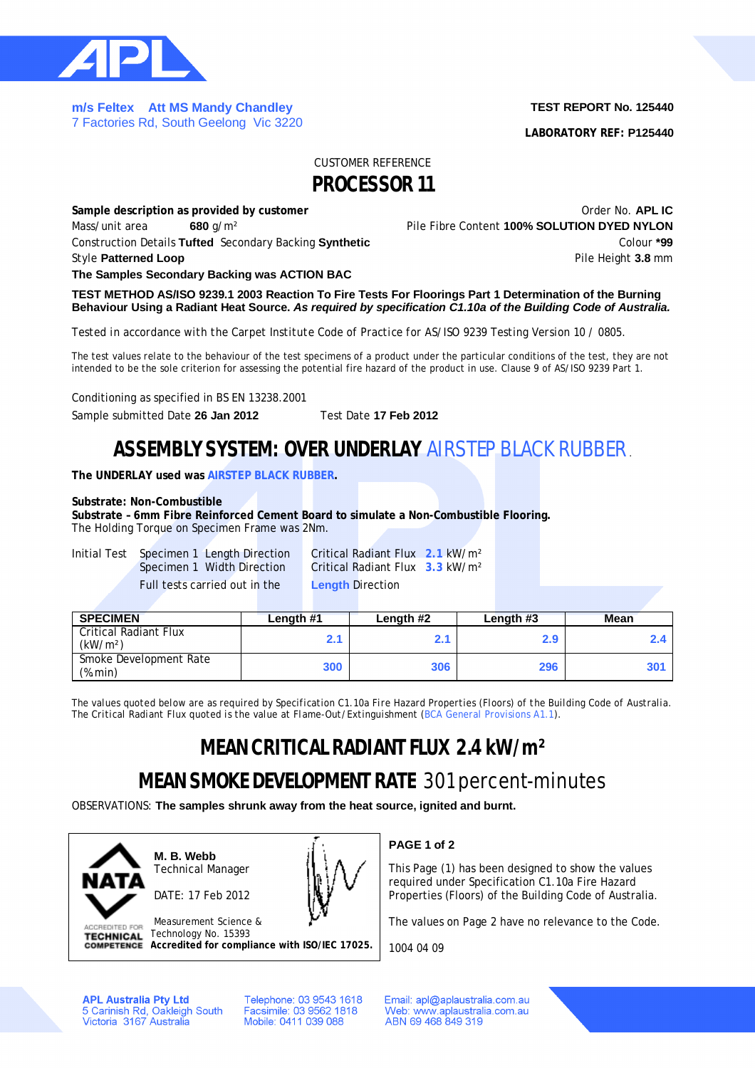**m/s Feltex Att MS Mandy Chandley**
7 Factories Rd, South Geelong Vic 3220

**TEST REPORT No. 125440**

**LABORATORY REF: P125440**

CUSTOMER REFERENCE

# PROCESSOR 11

**Sample description as provided by customer**

Order No. **APL IC**

Mass/unit area **680** g/m²

Pile Fibre Content **100% SOLUTION DYED NYLON**

Construction Details **Tufted** Secondary Backing **Synthetic**

Colour ***99**

Style **Patterned Loop**

Pile Height **3.8** mm

**The Samples Secondary Backing was ACTION BAC**

**TEST METHOD AS/ISO 9239.1 2003 Reaction To Fire Tests For Floorings Part 1 Determination of the Burning Behaviour Using a Radiant Heat Source.** ***As required by specification C1.10a of the Building Code of Australia.***

Tested in accordance with the Carpet Institute Code of Practice for AS/ISO 9239 Testing Version 10 / 0805.

The test values relate to the behaviour of the test specimens of a product under the particular conditions of the test, they are not intended to be the sole criterion for assessing the potential fire hazard of the product in use. Clause 9 of AS/ISO 9239 Part 1.

Conditioning as specified in BS EN 13238.2001

Sample submitted Date **26 Jan 2012** Test Date **17 Feb 2012**

## ASSEMBLY SYSTEM: OVER UNDERLAY AIRSTEP BLACK RUBBER.

**The UNDERLAY used was AIRSTEP BLACK RUBBER.**

**Substrate: Non-Combustible**
**Substrate - 6mm Fibre Reinforced Cement Board to simulate a Non-Combustible Flooring.**
The Holding Torque on Specimen Frame was 2Nm.

Initial Test Specimen 1 Length Direction Critical Radiant Flux **2.1** kW/m²
Specimen 1 Width Direction Critical Radiant Flux **3.3** kW/m²
Full tests carried out in the **Length** Direction

| SPECIMEN | Length #1 | Length #2 | Length #3 | Mean |
|---|---|---|---|---|
| Critical Radiant Flux (kW/m²) | 2.1 | 2.1 | 2.9 | 2.4 |
| Smoke Development Rate (%min) | 300 | 306 | 296 | 301 |

The values quoted below are as required by Specification C1.10a Fire Hazard Properties (Floors) of the Building Code of Australia. The Critical Radiant Flux quoted is the value at Flame-Out/Extinguishment (BCA General Provisions A1.1).

## MEAN CRITICAL RADIANT FLUX 2.4 kW/m²

## MEAN SMOKE DEVELOPMENT RATE 301 percent-minutes

OBSERVATIONS: **The samples shrunk away from the heat source, ignited and burnt.**

NATA ACCREDITED FOR TECHNICAL COMPETENCE

**M. B. Webb**
Technical Manager

DATE: 17 Feb 2012

Measurement Science & Technology No. 15393
**Accredited for compliance with ISO/IEC 17025.**

**PAGE 1 of 2**

This Page (1) has been designed to show the values required under Specification C1.10a Fire Hazard Properties (Floors) of the Building Code of Australia.

The values on Page 2 have no relevance to the Code.

1004 04 09

**APL Australia Pty Ltd**
5 Carinish Rd, Oakleigh South
Victoria 3167 Australia

Telephone: 03 9543 1618
Facsimile: 03 9562 1818
Mobile: 0411 039 088

Email: apl@aplaustralia.com.au
Web: www.aplaustralia.com.au
ABN 69 468 849 319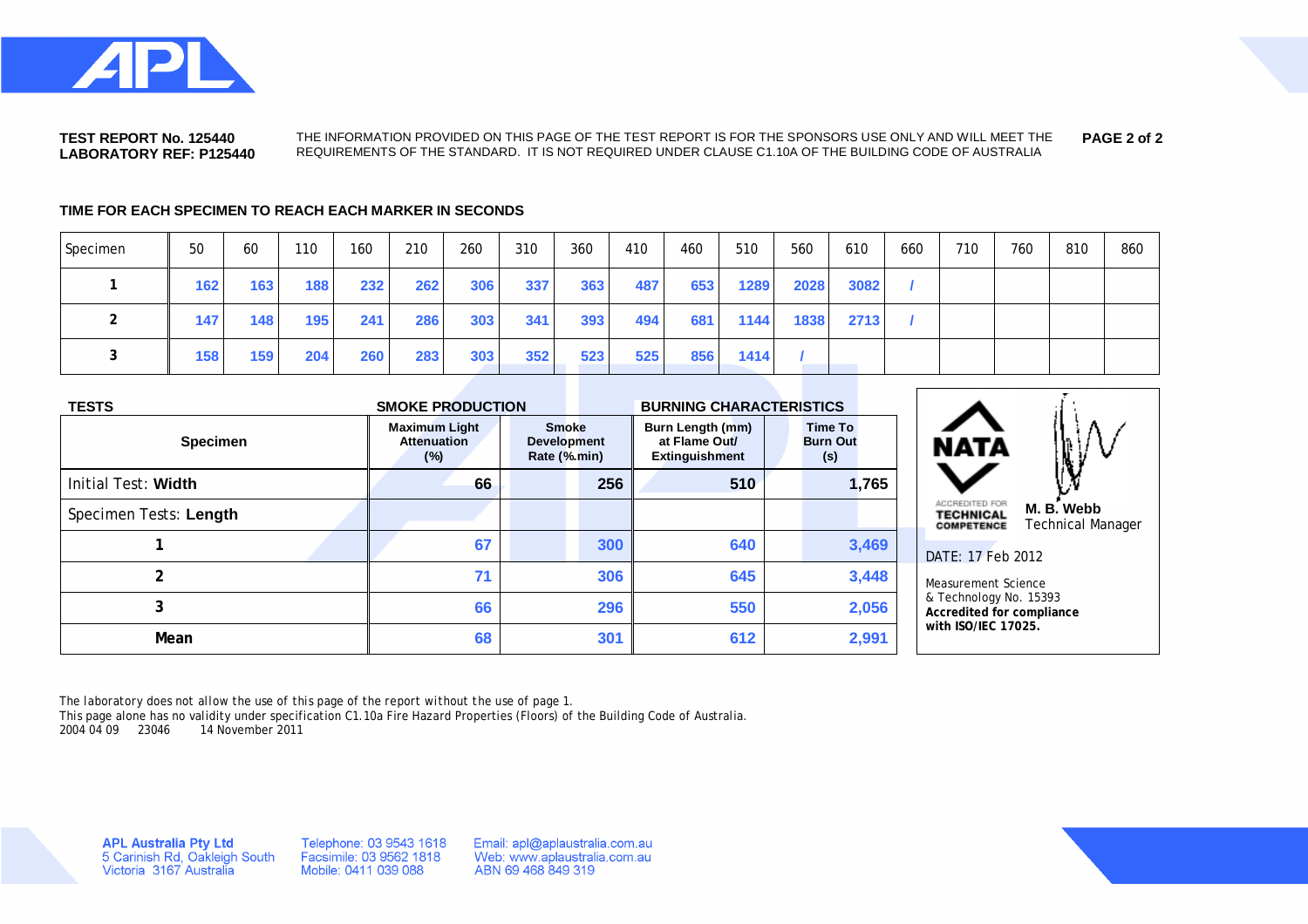**TEST REPORT No. 125440**
**LABORATORY REF: P125440**

THE INFORMATION PROVIDED ON THIS PAGE OF THE TEST REPORT IS FOR THE SPONSORS USE ONLY AND WILL MEET THE REQUIREMENTS OF THE STANDARD. IT IS NOT REQUIRED UNDER CLAUSE C1.10A OF THE BUILDING CODE OF AUSTRALIA

### TIME FOR EACH SPECIMEN TO REACH EACH MARKER IN SECONDS

| Specimen | 50 | 60 | 110 | 160 | 210 | 260 | 310 | 360 | 410 | 460 | 510 | 560 | 610 | 660 | 710 | 760 | 810 | 860 |
|---|---|---|---|---|---|---|---|---|---|---|---|---|---|---|---|---|---|---|
| 1 | 162 | 163 | 188 | 232 | 262 | 306 | 337 | 363 | 487 | 653 | 1289 | 2028 | 3082 | / | | | | |
| 2 | 147 | 148 | 195 | 241 | 286 | 303 | 341 | 393 | 494 | 681 | 1144 | 1838 | 2713 | / | | | | |
| 3 | 158 | 159 | 204 | 260 | 283 | 303 | 352 | 523 | 525 | 856 | 1414 | / | | | | | | |

| TESTS | SMOKE PRODUCTION | | BURNING CHARACTERISTICS | |
|---|---|---|---|---|
| **Specimen** | **Maximum Light Attenuation (%)** | **Smoke Development Rate (%.min)** | **Burn Length (mm) at Flame Out/ Extinguishment** | **Time To Burn Out (s)** |
| Initial Test: **Width** | 66 | 256 | 510 | 1,765 |
| Specimen Tests: **Length** | | | | |
| 1 | 67 | 300 | 640 | 3,469 |
| 2 | 71 | 306 | 645 | 3,448 |
| 3 | 66 | 296 | 550 | 2,056 |
| **Mean** | 68 | 301 | 612 | 2,991 |

NATA
ACCREDITED FOR TECHNICAL COMPETENCE

**M. B. Webb**
Technical Manager

DATE: 17 Feb 2012

Measurement Science & Technology No. 15393
**Accredited for compliance with ISO/IEC 17025.**

The laboratory does not allow the use of this page of the report without the use of page 1.
This page alone has no validity under specification C1.10a Fire Hazard Properties (Floors) of the Building Code of Australia.
2004 04 09 23046 14 November 2011

**APL Australia Pty Ltd**
5 Carinish Rd, Oakleigh South
Victoria 3167 Australia

Telephone: 03 9543 1618
Facsimile: 03 9562 1818
Mobile: 0411 039 088

Email: apl@aplaustralia.com.au
Web: www.aplaustralia.com.au
ABN 69 468 849 319